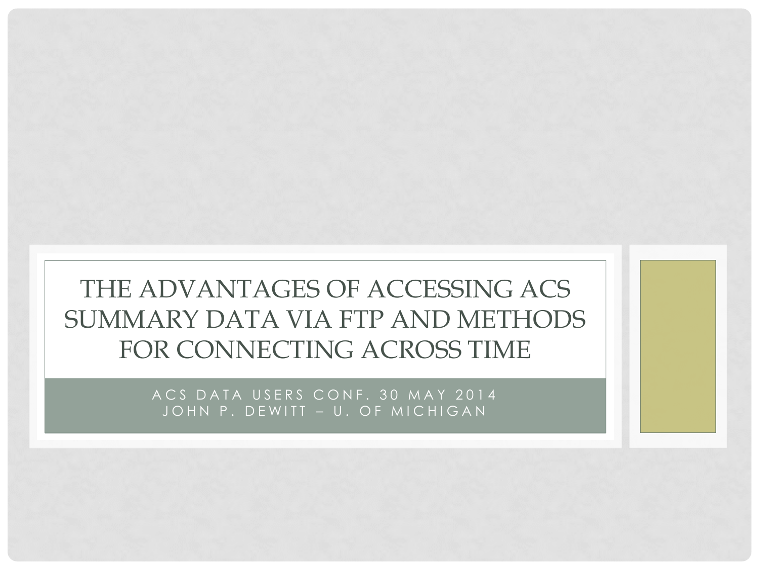# THE ADVANTAGES OF ACCESSING ACS SUMMARY DATA VIA FTP AND METHODS FOR CONNECTING ACROSS TIME

ACS DATA USERS CONF. 30 MAY 2014
JOHN P. DEWITT – U. OF MICHIGAN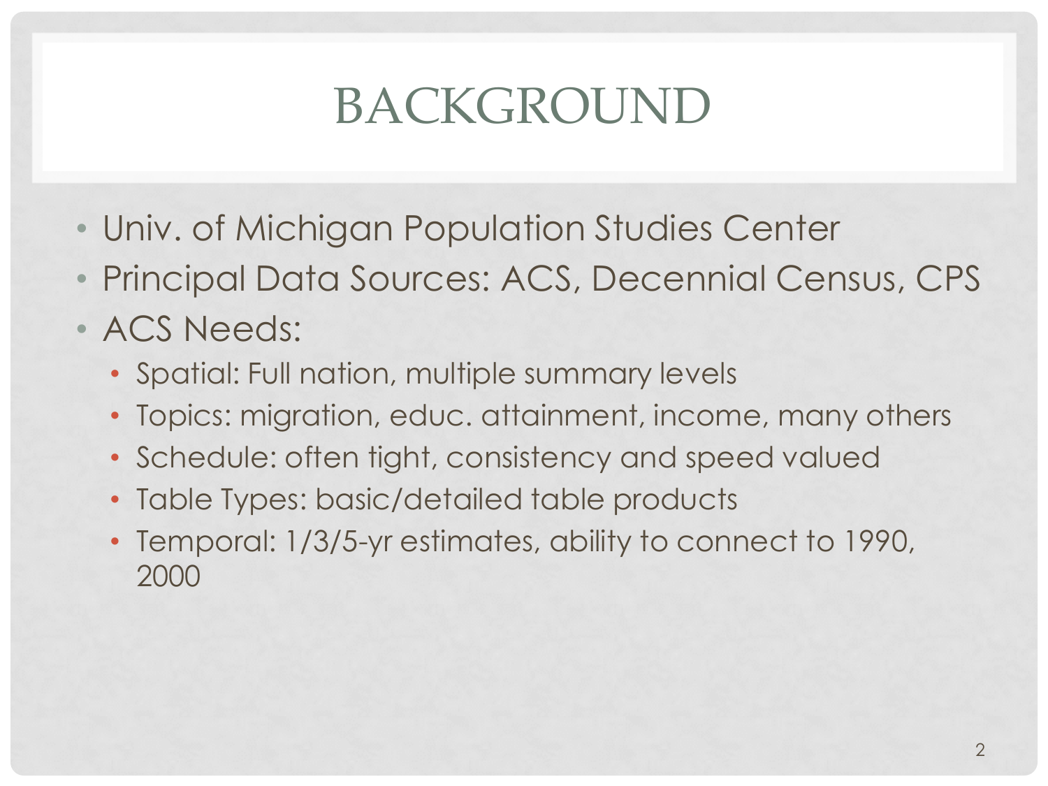# BACKGROUND

- Univ. of Michigan Population Studies Center
- Principal Data Sources: ACS, Decennial Census, CPS
- ACS Needs:
  - Spatial: Full nation, multiple summary levels
  - Topics: migration, educ. attainment, income, many others
  - Schedule: often tight, consistency and speed valued
  - Table Types: basic/detailed table products
  - Temporal: 1/3/5-yr estimates, ability to connect to 1990, 2000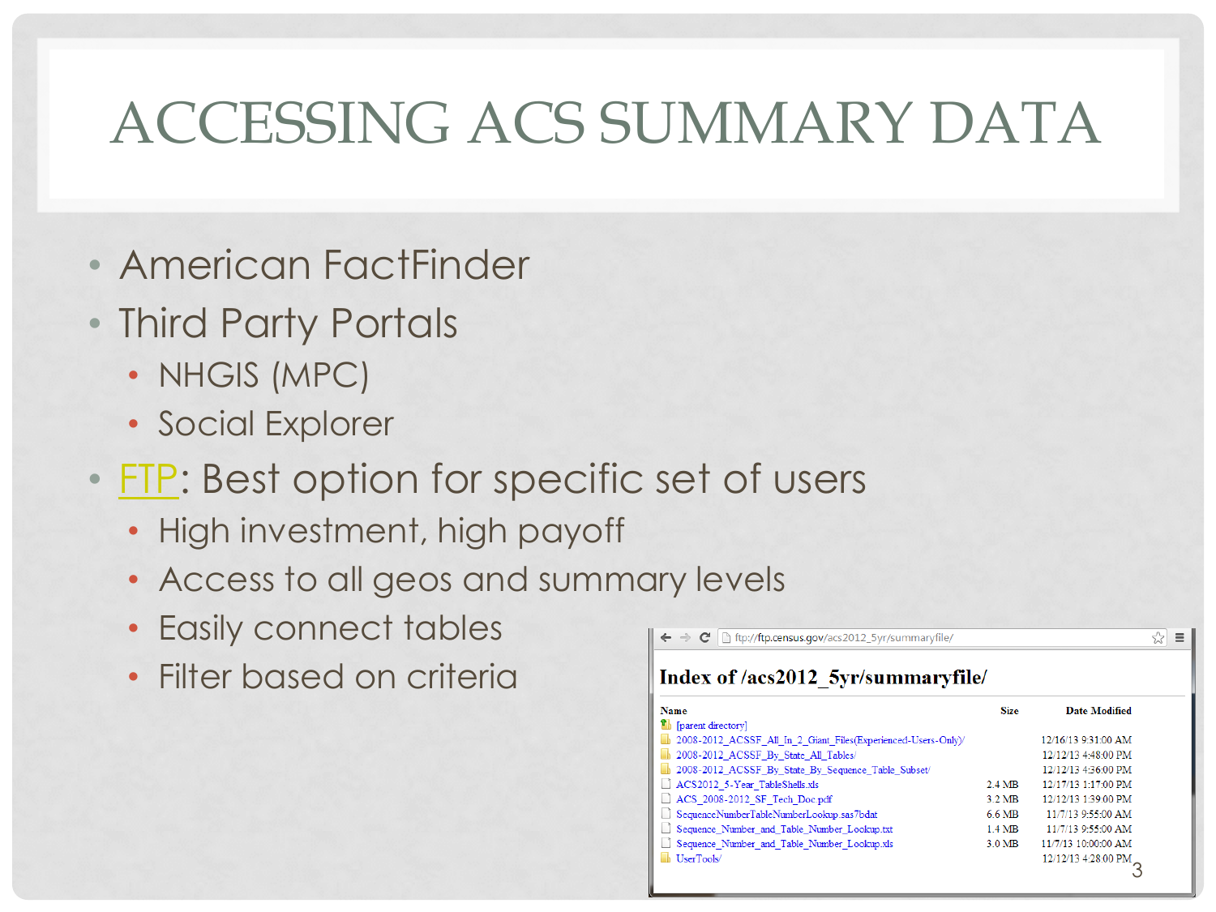# ACCESSING ACS SUMMARY DATA

- American FactFinder
- Third Party Portals
  - NHGIS (MPC)
  - Social Explorer
- FTP: Best option for specific set of users
  - High investment, high payoff
  - Access to all geos and summary levels
  - Easily connect tables
  - Filter based on criteria

ftp://ftp.census.gov/acs2012_5yr/summaryfile/

**Index of /acs2012_5yr/summaryfile/**

| Name | Size | Date Modified |
| --- | --- | --- |
| [parent directory] | | |
| 2008-2012_ACSSF_All_In_2_Giant_Files(Experienced-Users-Only)/ | | 12/16/13 9:31:00 AM |
| 2008-2012_ACSSF_By_State_All_Tables/ | | 12/12/13 4:48:00 PM |
| 2008-2012_ACSSF_By_State_By_Sequence_Table_Subset/ | | 12/12/13 4:36:00 PM |
| ACS2012_5-Year_TableShells.xls | 2.4 MB | 12/17/13 1:17:00 PM |
| ACS_2008-2012_SF_Tech_Doc.pdf | 3.2 MB | 12/12/13 1:39:00 PM |
| SequenceNumberTableNumberLookup.sas7bdat | 6.6 MB | 11/7/13 9:55:00 AM |
| Sequence_Number_and_Table_Number_Lookup.txt | 1.4 MB | 11/7/13 9:55:00 AM |
| Sequence_Number_and_Table_Number_Lookup.xls | 3.0 MB | 11/7/13 10:00:00 AM |
| UserTools/ | | 12/12/13 4:28:00 PM |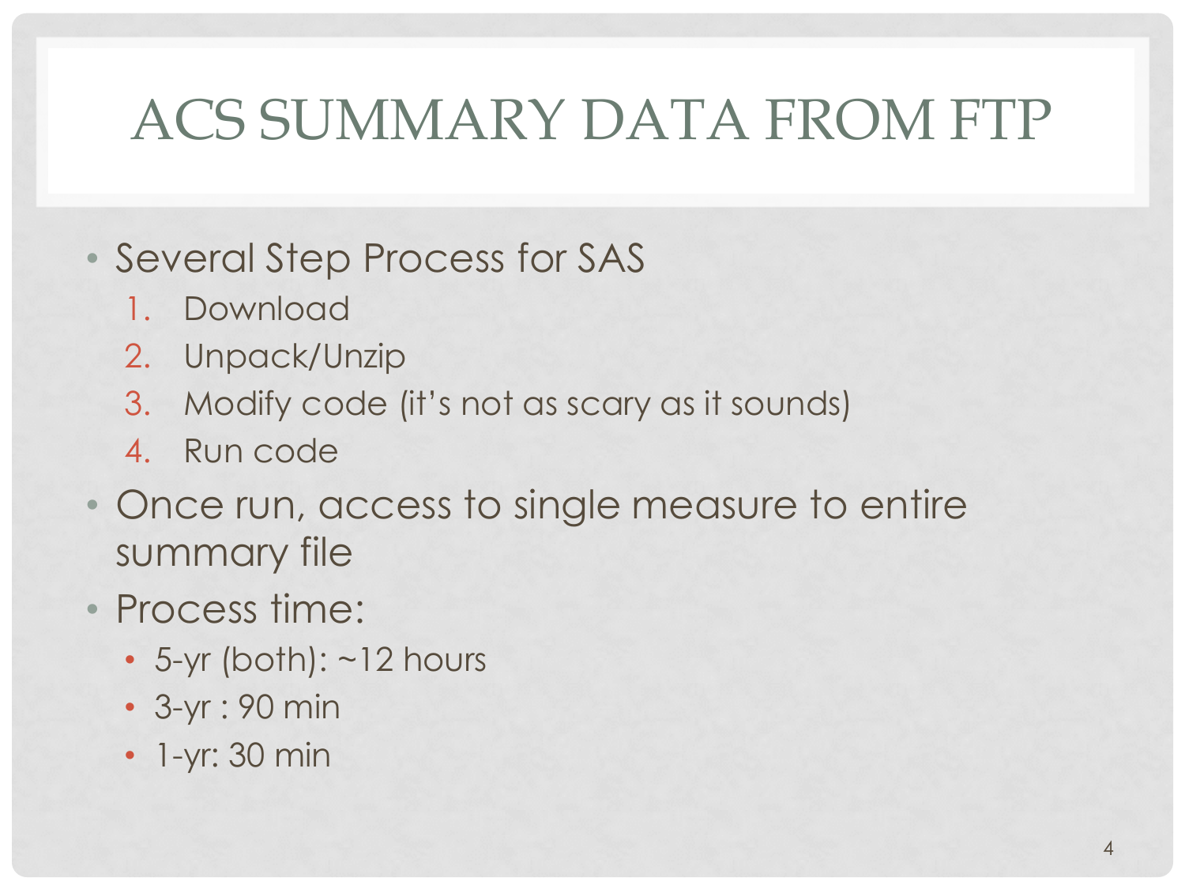# ACS SUMMARY DATA FROM FTP

- Several Step Process for SAS
  1. Download
  2. Unpack/Unzip
  3. Modify code (it's not as scary as it sounds)
  4. Run code
- Once run, access to single measure to entire summary file
- Process time:
  - 5-yr (both): ~12 hours
  - 3-yr : 90 min
  - 1-yr: 30 min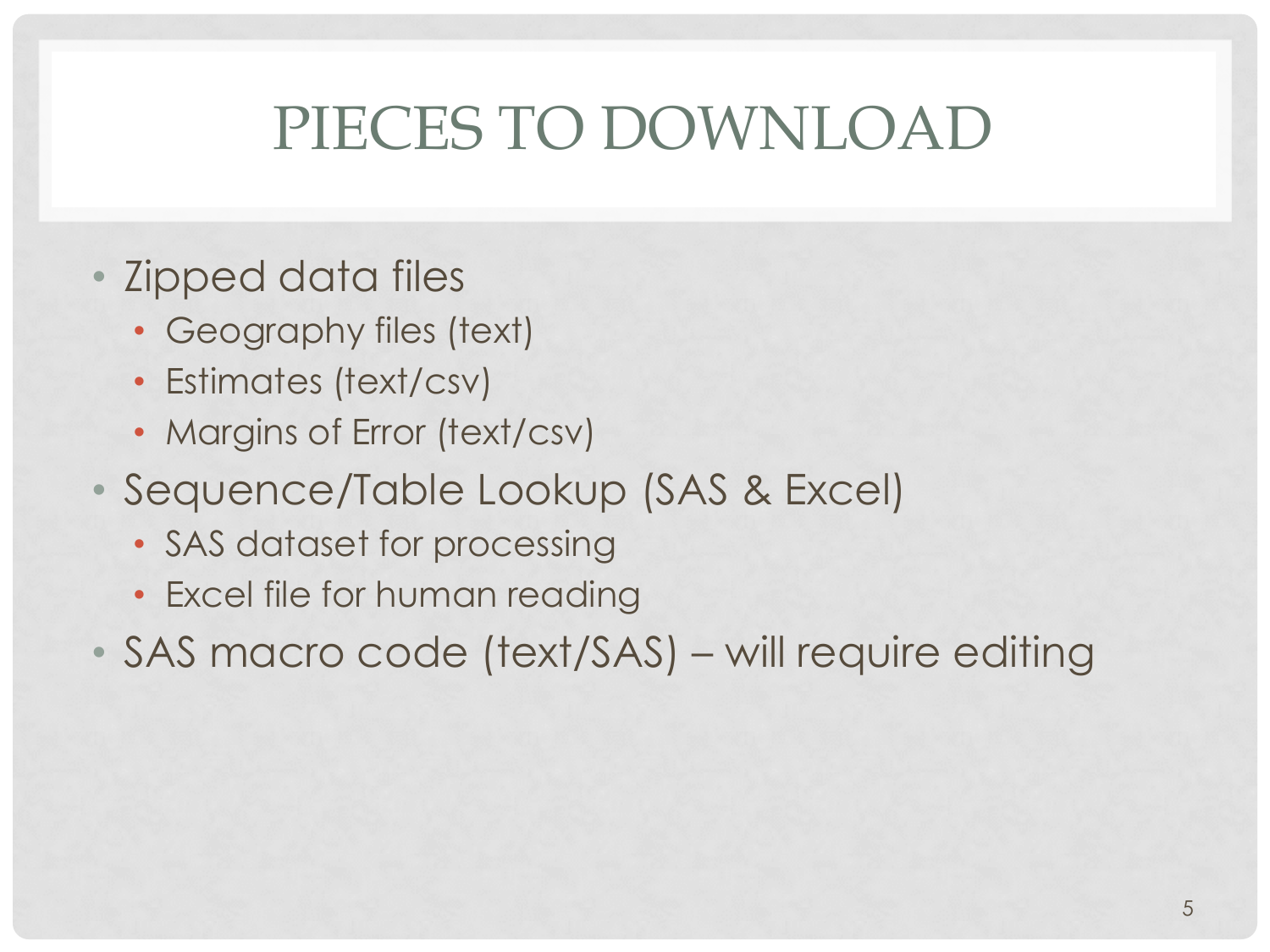# PIECES TO DOWNLOAD

- Zipped data files
  - Geography files (text)
  - Estimates (text/csv)
  - Margins of Error (text/csv)
- Sequence/Table Lookup (SAS & Excel)
  - SAS dataset for processing
  - Excel file for human reading
- SAS macro code (text/SAS) – will require editing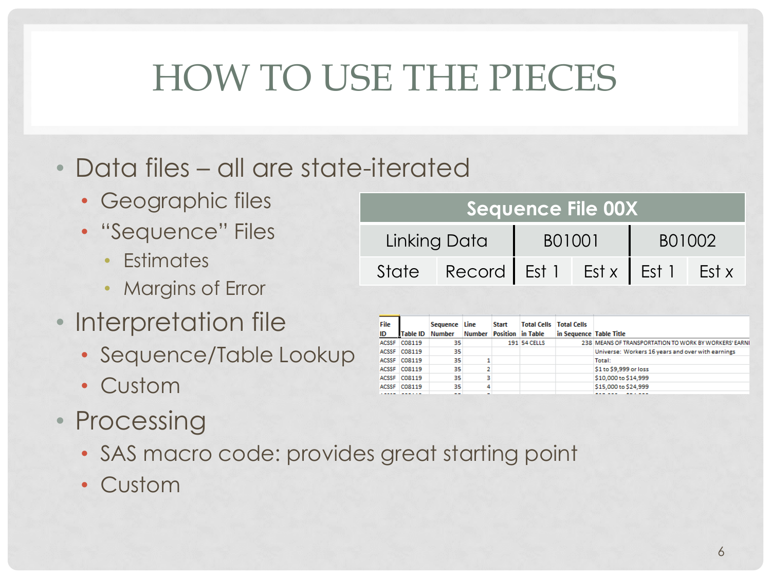# HOW TO USE THE PIECES

- Data files – all are state-iterated
  - Geographic files
  - "Sequence" Files
    - Estimates
    - Margins of Error
- Interpretation file
  - Sequence/Table Lookup
  - Custom
- Processing
  - SAS macro code: provides great starting point
  - Custom

| Sequence File 00X | | | | | |
|---|---|---|---|---|---|
| Linking Data | | B01001 | | B01002 | |
| State | Record | Est 1 | Est x | Est 1 | Est x |

| File ID | Table ID | Sequence Number | Line Number | Start Position | Total Cells in Table | Total Cells in Sequence | Table Title |
|---|---|---|---|---|---|---|---|
| ACSSF | C08119 | 35 | | 191 | 54 CELLS | 238 | MEANS OF TRANSPORTATION TO WORK BY WORKERS' EARNI |
| ACSSF | C08119 | 35 | | | | | Universe: Workers 16 years and over with earnings |
| ACSSF | C08119 | 35 | 1 | | | | Total: |
| ACSSF | C08119 | 35 | 2 | | | | $1 to $9,999 or loss |
| ACSSF | C08119 | 35 | 3 | | | | $10,000 to $14,999 |
| ACSSF | C08119 | 35 | 4 | | | | $15,000 to $24,999 |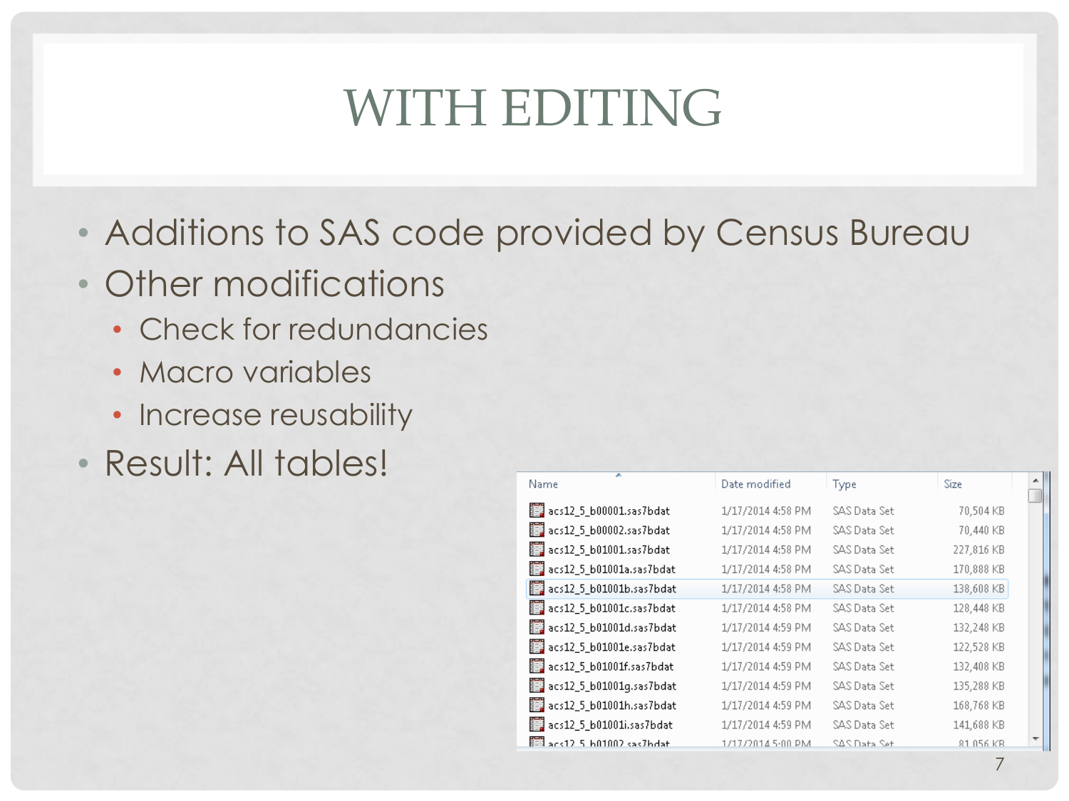# WITH EDITING

- Additions to SAS code provided by Census Bureau
- Other modifications
  - Check for redundancies
  - Macro variables
  - Increase reusability
- Result: All tables!

| Name | Date modified | Type | Size |
|---|---|---|---|
| acs12_5_b00001.sas7bdat | 1/17/2014 4:58 PM | SAS Data Set | 70,504 KB |
| acs12_5_b00002.sas7bdat | 1/17/2014 4:58 PM | SAS Data Set | 70,440 KB |
| acs12_5_b01001.sas7bdat | 1/17/2014 4:58 PM | SAS Data Set | 227,816 KB |
| acs12_5_b01001a.sas7bdat | 1/17/2014 4:58 PM | SAS Data Set | 170,888 KB |
| acs12_5_b01001b.sas7bdat | 1/17/2014 4:58 PM | SAS Data Set | 138,608 KB |
| acs12_5_b01001c.sas7bdat | 1/17/2014 4:58 PM | SAS Data Set | 128,448 KB |
| acs12_5_b01001d.sas7bdat | 1/17/2014 4:59 PM | SAS Data Set | 132,248 KB |
| acs12_5_b01001e.sas7bdat | 1/17/2014 4:59 PM | SAS Data Set | 122,528 KB |
| acs12_5_b01001f.sas7bdat | 1/17/2014 4:59 PM | SAS Data Set | 132,408 KB |
| acs12_5_b01001g.sas7bdat | 1/17/2014 4:59 PM | SAS Data Set | 135,288 KB |
| acs12_5_b01001h.sas7bdat | 1/17/2014 4:59 PM | SAS Data Set | 168,768 KB |
| acs12_5_b01001i.sas7bdat | 1/17/2014 4:59 PM | SAS Data Set | 141,688 KB |
| acs12_5_b01002.sas7bdat | 1/17/2014 5:00 PM | SAS Data Set | 81,056 KB |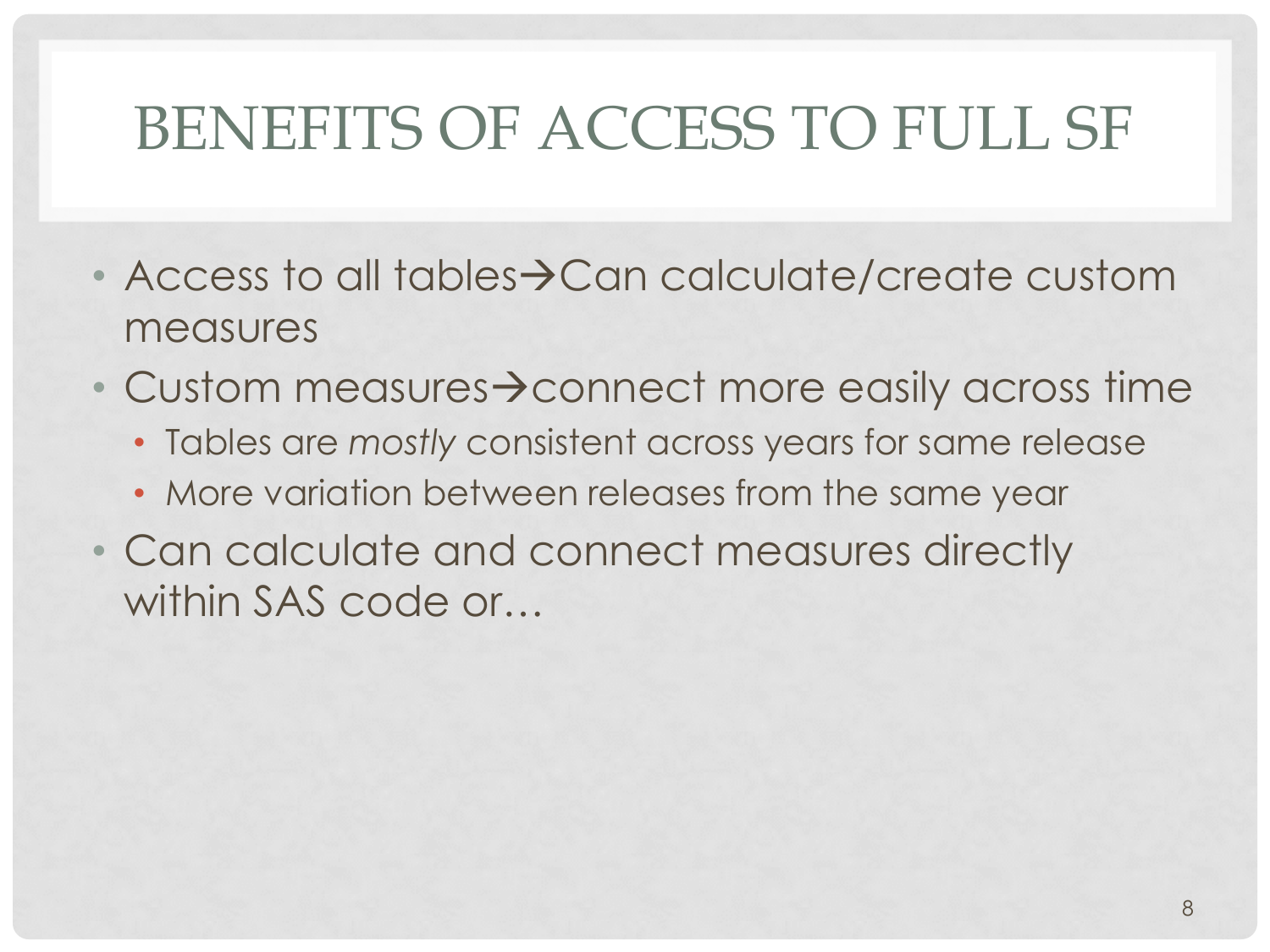# BENEFITS OF ACCESS TO FULL SF

- Access to all tables→Can calculate/create custom measures
- Custom measures→connect more easily across time
  - Tables are *mostly* consistent across years for same release
  - More variation between releases from the same year
- Can calculate and connect measures directly within SAS code or…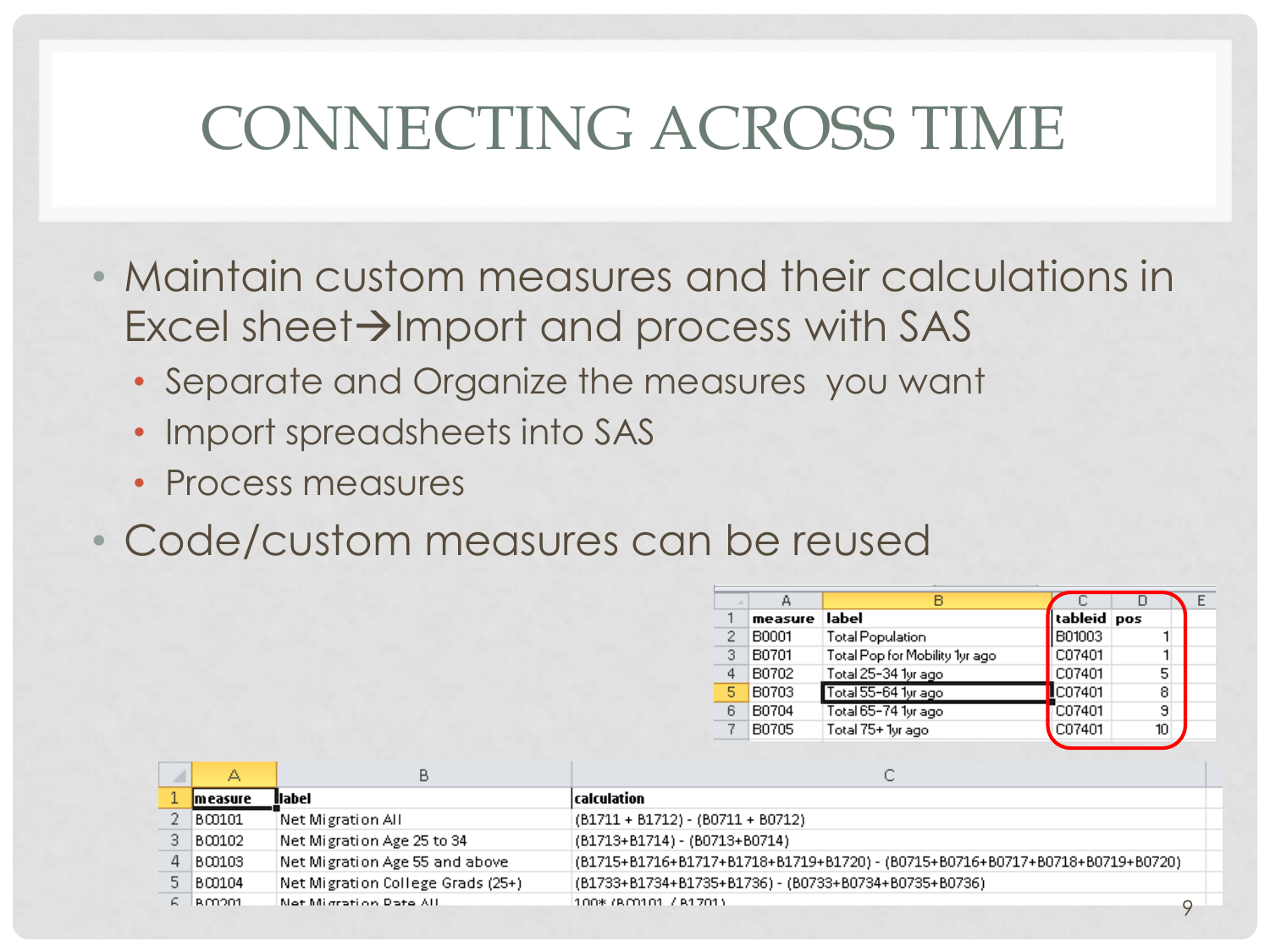# CONNECTING ACROSS TIME

- Maintain custom measures and their calculations in Excel sheet→Import and process with SAS
  - Separate and Organize the measures you want
  - Import spreadsheets into SAS
  - Process measures
- Code/custom measures can be reused

| measure | label | tableid | pos |
|---|---|---|---|
| B0001 | Total Population | B01003 | 1 |
| B0701 | Total Pop for Mobility 1yr ago | C07401 | 1 |
| B0702 | Total 25-34 1yr ago | C07401 | 5 |
| B0703 | Total 55-64 1yr ago | C07401 | 8 |
| B0704 | Total 65-74 1yr ago | C07401 | 9 |
| B0705 | Total 75+ 1yr ago | C07401 | 10 |

| measure | label | calculation |
|---|---|---|
| BC0101 | Net Migration All | (B1711 + B1712) - (B0711 + B0712) |
| BC0102 | Net Migration Age 25 to 34 | (B1713+B1714) - (B0713+B0714) |
| BC0103 | Net Migration Age 55 and above | (B1715+B1716+B1717+B1718+B1719+B1720) - (B0715+B0716+B0717+B0718+B0719+B0720) |
| BC0104 | Net Migration College Grads (25+) | (B1733+B1734+B1735+B1736) - (B0733+B0734+B0735+B0736) |
| BC0201 | Net Migration Rate All | 100* (BC0101 / B1701) |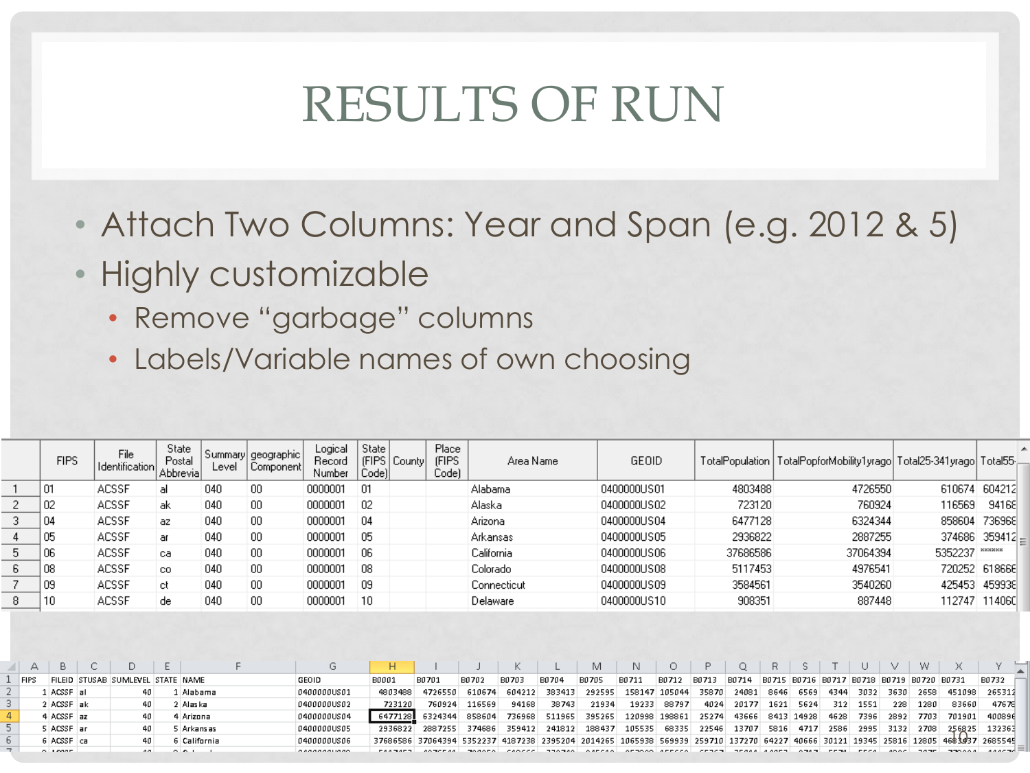# RESULTS OF RUN

- Attach Two Columns: Year and Span (e.g. 2012 & 5)
- Highly customizable
  - Remove "garbage" columns
  - Labels/Variable names of own choosing

| | FIPS | File Identification | State Postal Abbrevia | Summary Level | geographic Component | Logical Record Number | State (FIPS Code) | County | Place (FIPS Code) | Area Name | GEOID | TotalPopulation | TotalPopforMobility1yrago | Total25-341yrago | Total55- |
|---|---|---|---|---|---|---|---|---|---|---|---|---|---|---|---|
| 1 | 01 | ACSSF | al | 040 | 00 | 0000001 | 01 | | | Alabama | 0400000US01 | 4803488 | 4726550 | 610674 | 604212 |
| 2 | 02 | ACSSF | ak | 040 | 00 | 0000001 | 02 | | | Alaska | 0400000US02 | 723120 | 760924 | 116569 | 94168 |
| 3 | 04 | ACSSF | az | 040 | 00 | 0000001 | 04 | | | Arizona | 0400000US04 | 6477128 | 6324344 | 858604 | 736968 |
| 4 | 05 | ACSSF | ar | 040 | 00 | 0000001 | 05 | | | Arkansas | 0400000US05 | 2936822 | 2887255 | 374686 | 359412 |
| 5 | 06 | ACSSF | ca | 040 | 00 | 0000001 | 06 | | | California | 0400000US06 | 37686586 | 37064394 | 5352237 | ****** |
| 6 | 08 | ACSSF | co | 040 | 00 | 0000001 | 08 | | | Colorado | 0400000US08 | 5117453 | 4976541 | 720252 | 618668 |
| 7 | 09 | ACSSF | ct | 040 | 00 | 0000001 | 09 | | | Connecticut | 0400000US09 | 3584561 | 3540260 | 425453 | 459938 |
| 8 | 10 | ACSSF | de | 040 | 00 | 0000001 | 10 | | | Delaware | 0400000US10 | 908351 | 887448 | 112747 | 114060 |

| | A | B | C | D | E | F | G | H | I | J | K | L | M | N | O | P | Q | R | S | T | U | V | W | X | Y |
|---|---|---|---|---|---|---|---|---|---|---|---|---|---|---|---|---|---|---|---|---|---|---|---|---|---|
| 1 | FIPS | FILEID | STUSAB | SUMLEVEL | STATE | NAME | GEOID | B0001 | B0701 | B0702 | B0703 | B0704 | B0705 | B0711 | B0712 | B0713 | B0714 | B0715 | B0716 | B0717 | B0718 | B0719 | B0720 | B0731 | B0732 |
| 2 | 1 | ACSSF | al | 40 | 1 | Alabama | 0400000US01 | 4803488 | 4726550 | 610674 | 604212 | 383413 | 292595 | 158147 | 105044 | 35870 | 24081 | 8646 | 6569 | 4344 | 3032 | 3630 | 2658 | 451098 | 265312 |
| 3 | 2 | ACSSF | ak | 40 | 2 | Alaska | 0400000US02 | 723120 | 760924 | 116569 | 94168 | 38743 | 21934 | 19233 | 88797 | 4024 | 20177 | 1621 | 5624 | 312 | 1551 | 228 | 1280 | 83660 | 47678 |
| 4 | 4 | ACSSF | az | 40 | 4 | Arizona | 0400000US04 | 6477128 | 6324344 | 858604 | 736968 | 511965 | 395265 | 120998 | 198861 | 25274 | 43666 | 8413 | 14928 | 4628 | 7396 | 2892 | 7703 | 701901 | 400896 |
| 5 | 5 | ACSSF | ar | 40 | 5 | Arkansas | 0400000US05 | 2936822 | 2887255 | 374686 | 359412 | 241812 | 188437 | 105535 | 68335 | 22546 | 13707 | 5816 | 4717 | 2586 | 2995 | 3132 | 2708 | 256825 | 132363 |
| 6 | 6 | ACSSF | ca | 40 | 6 | California | 0400000US06 | 37686586 | 37064394 | 5352237 | 4187238 | 2395204 | 2014265 | 1065938 | 569939 | 259710 | 137270 | 64227 | 40666 | 30121 | 19345 | 25816 | 12805 | 4683937 | 2685545 |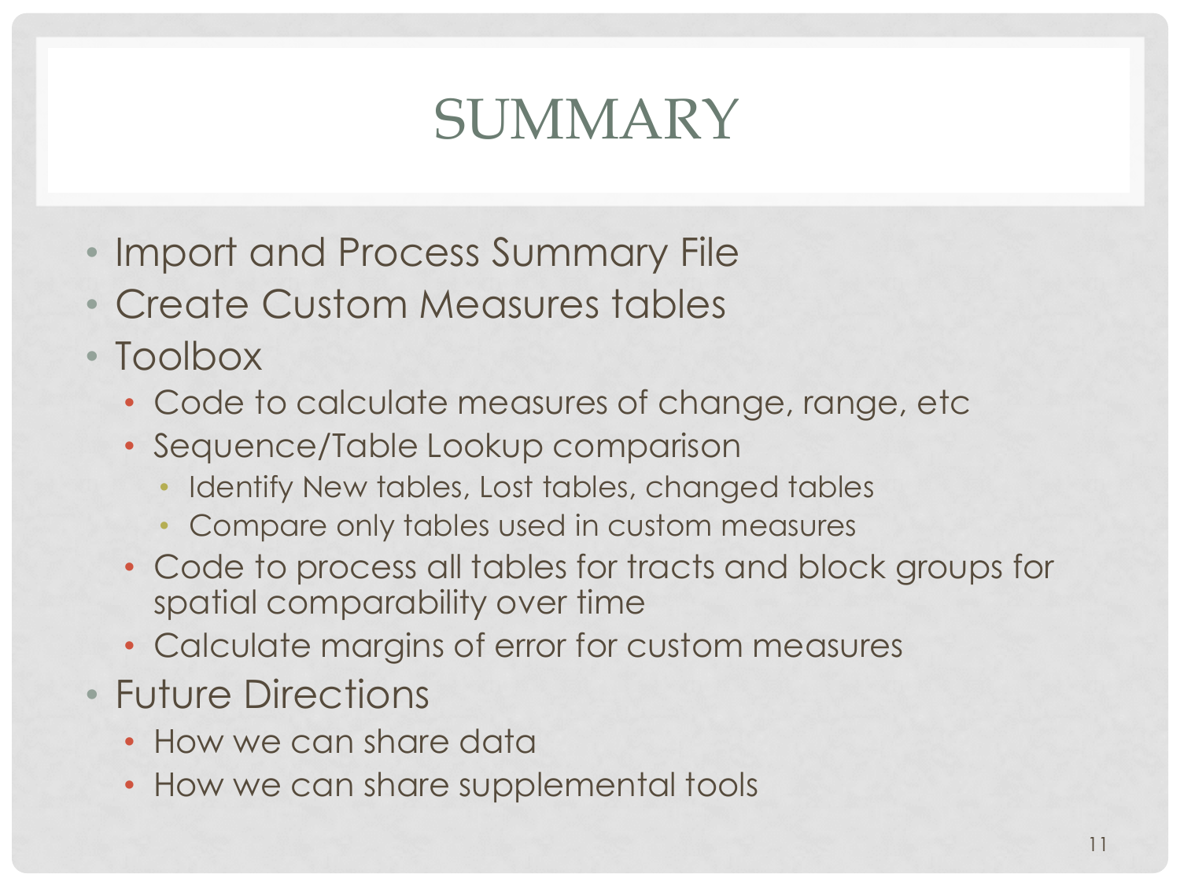# SUMMARY

- Import and Process Summary File
- Create Custom Measures tables
- Toolbox
  - Code to calculate measures of change, range, etc
  - Sequence/Table Lookup comparison
    - Identify New tables, Lost tables, changed tables
    - Compare only tables used in custom measures
  - Code to process all tables for tracts and block groups for spatial comparability over time
  - Calculate margins of error for custom measures
- Future Directions
  - How we can share data
  - How we can share supplemental tools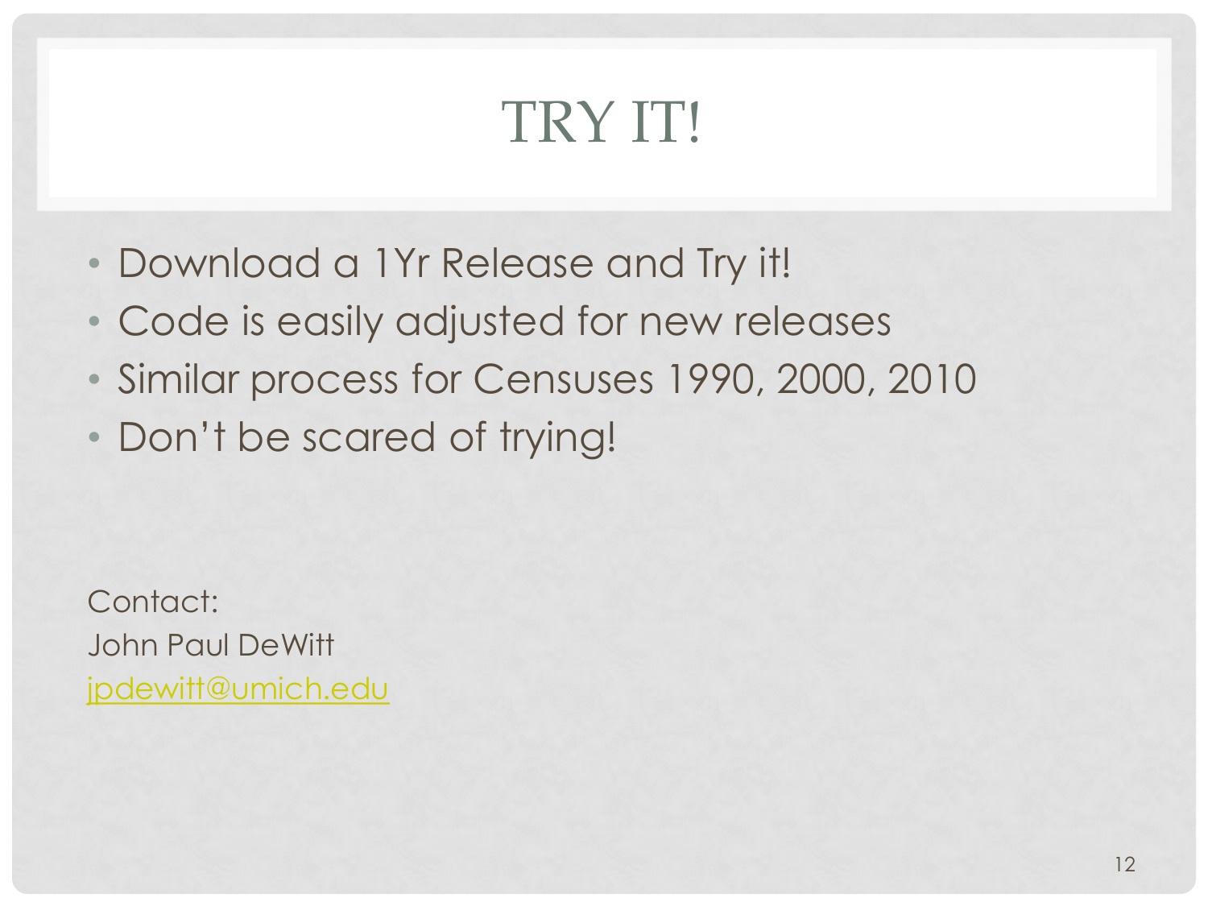# TRY IT!

- Download a 1Yr Release and Try it!
- Code is easily adjusted for new releases
- Similar process for Censuses 1990, 2000, 2010
- Don't be scared of trying!

Contact:
John Paul DeWitt
jpdewitt@umich.edu